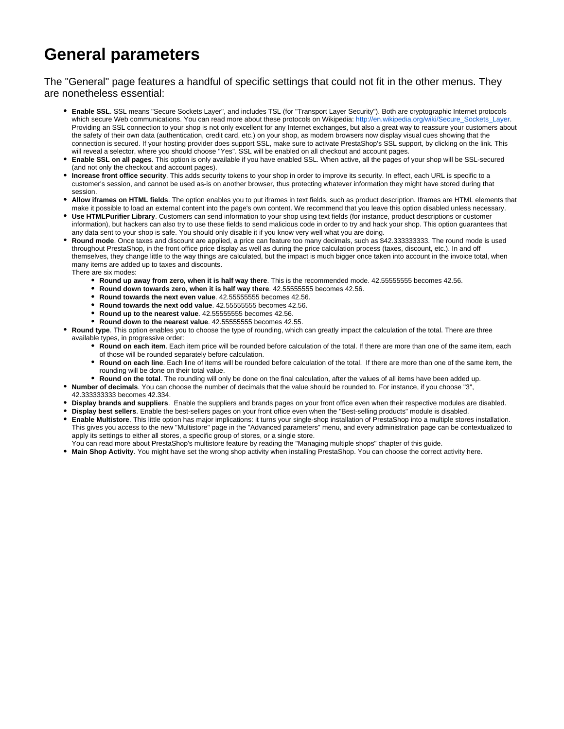# General parameters

The "General" page features a handful of specific settings that could not fit in the other menus. They are nonetheless essential:

- **Enable SSL**. SSL means "Secure Sockets Layer", and includes TSL (for "Transport Layer Security"). Both are cryptographic Internet protocols which secure Web communications. You can read more about these protocols on Wikipedia: http://en.wikipedia.org/wiki/Secure_Sockets_Layer. Providing an SSL connection to your shop is not only excellent for any Internet exchanges, but also a great way to reassure your customers about the safety of their own data (authentication, credit card, etc.) on your shop, as modern browsers now display visual cues showing that the connection is secured. If your hosting provider does support SSL, make sure to activate PrestaShop's SSL support, by clicking on the link. This will reveal a selector, where you should choose "Yes". SSL will be enabled on all checkout and account pages.
- **Enable SSL on all pages**. This option is only available if you have enabled SSL. When active, all the pages of your shop will be SSL-secured (and not only the checkout and account pages).
- **Increase front office security**. This adds security tokens to your shop in order to improve its security. In effect, each URL is specific to a customer's session, and cannot be used as-is on another browser, thus protecting whatever information they might have stored during that session.
- **Allow iframes on HTML fields**. The option enables you to put iframes in text fields, such as product description. Iframes are HTML elements that make it possible to load an external content into the page's own content. We recommend that you leave this option disabled unless necessary.
- **Use HTMLPurifier Library**. Customers can send information to your shop using text fields (for instance, product descriptions or customer information), but hackers can also try to use these fields to send malicious code in order to try and hack your shop. This option guarantees that any data sent to your shop is safe. You should only disable it if you know very well what you are doing.
- **Round mode**. Once taxes and discount are applied, a price can feature too many decimals, such as $42.333333333. The round mode is used throughout PrestaShop, in the front office price display as well as during the price calculation process (taxes, discount, etc.). In and off themselves, they change little to the way things are calculated, but the impact is much bigger once taken into account in the invoice total, when many items are added up to taxes and discounts.
  There are six modes:
  - **Round up away from zero, when it is half way there**. This is the recommended mode. 42.55555555 becomes 42.56.
  - **Round down towards zero, when it is half way there**. 42.55555555 becomes 42.56.
  - **Round towards the next even value**. 42.55555555 becomes 42.56.
  - **Round towards the next odd value**. 42.55555555 becomes 42.56.
  - **Round up to the nearest value**. 42.55555555 becomes 42.56.
  - **Round down to the nearest value**. 42.55555555 becomes 42.55.
- **Round type**. This option enables you to choose the type of rounding, which can greatly impact the calculation of the total. There are three available types, in progressive order:
  - **Round on each item**. Each item price will be rounded before calculation of the total. If there are more than one of the same item, each of those will be rounded separately before calculation.
  - **Round on each line**. Each line of items will be rounded before calculation of the total. If there are more than one of the same item, the rounding will be done on their total value.
  - **Round on the total**. The rounding will only be done on the final calculation, after the values of all items have been added up.
- **Number of decimals**. You can choose the number of decimals that the value should be rounded to. For instance, if you choose "3", 42.333333333 becomes 42.334.
- **Display brands and suppliers**. Enable the suppliers and brands pages on your front office even when their respective modules are disabled.
- **Display best sellers**. Enable the best-sellers pages on your front office even when the "Best-selling products" module is disabled.
- **Enable Multistore**. This little option has major implications: it turns your single-shop installation of PrestaShop into a multiple stores installation. This gives you access to the new "Multistore" page in the "Advanced parameters" menu, and every administration page can be contextualized to apply its settings to either all stores, a specific group of stores, or a single store.
  You can read more about PrestaShop's multistore feature by reading the "Managing multiple shops" chapter of this guide.
- **Main Shop Activity**. You might have set the wrong shop activity when installing PrestaShop. You can choose the correct activity here.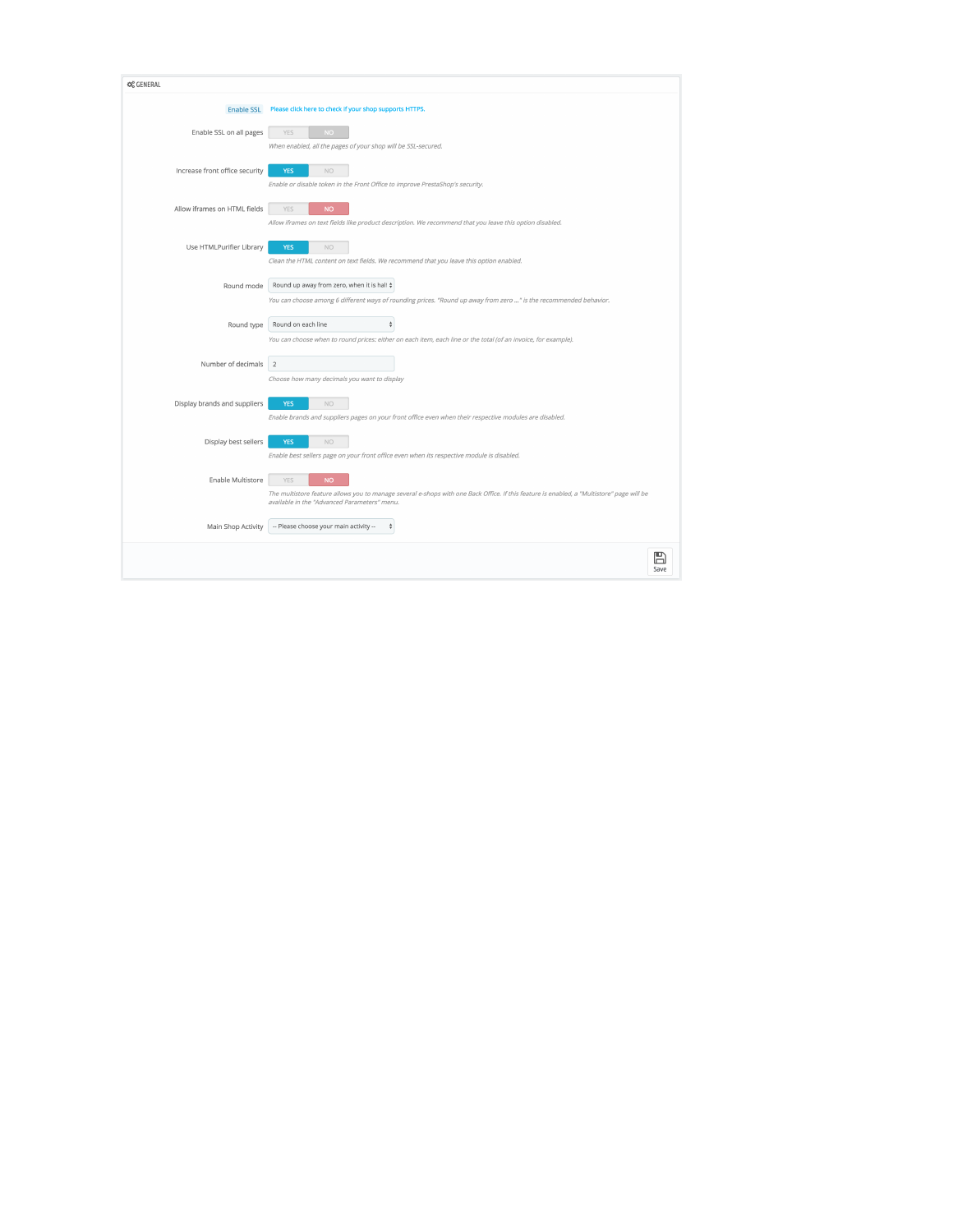GENERAL

Enable SSL — Please click here to check if your shop supports HTTPS.

Enable SSL on all pages — YES / NO

*When enabled, all the pages of your shop will be SSL-secured.*

Increase front office security — YES / NO

*Enable or disable token in the Front Office to improve PrestaShop's security.*

Allow iframes on HTML fields — YES / NO

*Allow iframes on text fields like product description. We recommend that you leave this option disabled.*

Use HTMLPurifier Library — YES / NO

*Clean the HTML content on text fields. We recommend that you leave this option enabled.*

Round mode — Round up away from zero, when it is half

*You can choose among 6 different ways of rounding prices. "Round up away from zero ..." is the recommended behavior.*

Round type — Round on each line

*You can choose when to round prices: either on each item, each line or the total (of an invoice, for example).*

Number of decimals — 2

*Choose how many decimals you want to display*

Display brands and suppliers — YES / NO

*Enable brands and suppliers pages on your front office even when their respective modules are disabled.*

Display best sellers — YES / NO

*Enable best sellers page on your front office even when its respective module is disabled.*

Enable Multistore — YES / NO

*The multistore feature allows you to manage several e-shops with one Back Office. If this feature is enabled, a "Multistore" page will be available in the "Advanced Parameters" menu.*

Main Shop Activity — -- Please choose your main activity --

Save